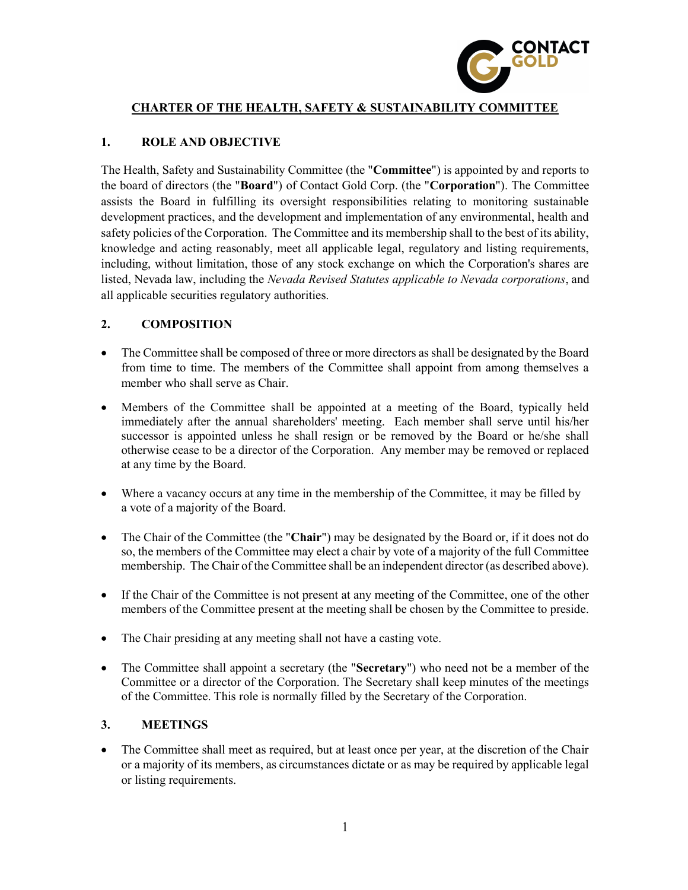# CHARTER OF THE HEALTH, SAFETY & SUSTAINABILITY COMMITTEE

## 1. ROLE AND OBJECTIVE

The Health, Safety and Sustainability Committee (the "**Committee**") is appointed by and reports to the board of directors (the "**Board**") of Contact Gold Corp. (the "**Corporation**"). The Committee assists the Board in fulfilling its oversight responsibilities relating to monitoring sustainable development practices, and the development and implementation of any environmental, health and safety policies of the Corporation. The Committee and its membership shall to the best of its ability, knowledge and acting reasonably, meet all applicable legal, regulatory and listing requirements, including, without limitation, those of any stock exchange on which the Corporation's shares are listed, Nevada law, including the *Nevada Revised Statutes applicable to Nevada corporations*, and all applicable securities regulatory authorities.

## 2. COMPOSITION

- The Committee shall be composed of three or more directors as shall be designated by the Board from time to time. The members of the Committee shall appoint from among themselves a member who shall serve as Chair.
- Members of the Committee shall be appointed at a meeting of the Board, typically held immediately after the annual shareholders' meeting. Each member shall serve until his/her successor is appointed unless he shall resign or be removed by the Board or he/she shall otherwise cease to be a director of the Corporation. Any member may be removed or replaced at any time by the Board.
- Where a vacancy occurs at any time in the membership of the Committee, it may be filled by a vote of a majority of the Board.
- The Chair of the Committee (the "**Chair**") may be designated by the Board or, if it does not do so, the members of the Committee may elect a chair by vote of a majority of the full Committee membership. The Chair of the Committee shall be an independent director (as described above).
- If the Chair of the Committee is not present at any meeting of the Committee, one of the other members of the Committee present at the meeting shall be chosen by the Committee to preside.
- The Chair presiding at any meeting shall not have a casting vote.
- The Committee shall appoint a secretary (the "**Secretary**") who need not be a member of the Committee or a director of the Corporation. The Secretary shall keep minutes of the meetings of the Committee. This role is normally filled by the Secretary of the Corporation.

## 3. MEETINGS

- The Committee shall meet as required, but at least once per year, at the discretion of the Chair or a majority of its members, as circumstances dictate or as may be required by applicable legal or listing requirements.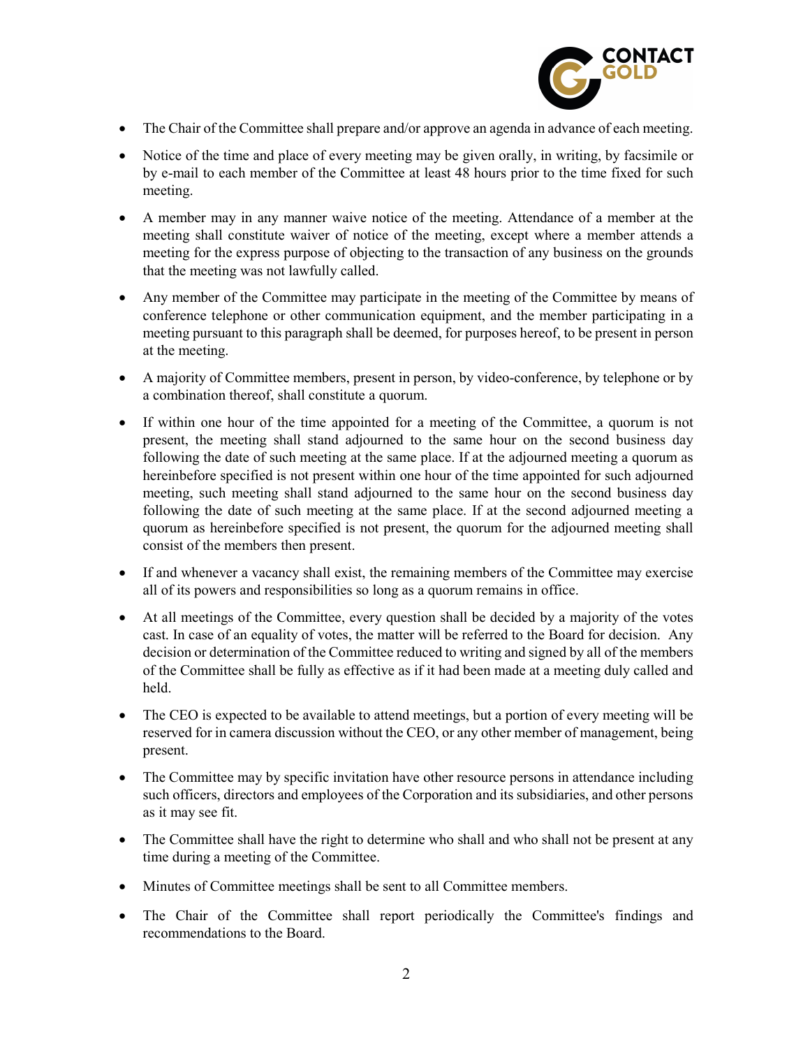- The Chair of the Committee shall prepare and/or approve an agenda in advance of each meeting.
- Notice of the time and place of every meeting may be given orally, in writing, by facsimile or by e-mail to each member of the Committee at least 48 hours prior to the time fixed for such meeting.
- A member may in any manner waive notice of the meeting. Attendance of a member at the meeting shall constitute waiver of notice of the meeting, except where a member attends a meeting for the express purpose of objecting to the transaction of any business on the grounds that the meeting was not lawfully called.
- Any member of the Committee may participate in the meeting of the Committee by means of conference telephone or other communication equipment, and the member participating in a meeting pursuant to this paragraph shall be deemed, for purposes hereof, to be present in person at the meeting.
- A majority of Committee members, present in person, by video-conference, by telephone or by a combination thereof, shall constitute a quorum.
- If within one hour of the time appointed for a meeting of the Committee, a quorum is not present, the meeting shall stand adjourned to the same hour on the second business day following the date of such meeting at the same place. If at the adjourned meeting a quorum as hereinbefore specified is not present within one hour of the time appointed for such adjourned meeting, such meeting shall stand adjourned to the same hour on the second business day following the date of such meeting at the same place. If at the second adjourned meeting a quorum as hereinbefore specified is not present, the quorum for the adjourned meeting shall consist of the members then present.
- If and whenever a vacancy shall exist, the remaining members of the Committee may exercise all of its powers and responsibilities so long as a quorum remains in office.
- At all meetings of the Committee, every question shall be decided by a majority of the votes cast. In case of an equality of votes, the matter will be referred to the Board for decision. Any decision or determination of the Committee reduced to writing and signed by all of the members of the Committee shall be fully as effective as if it had been made at a meeting duly called and held.
- The CEO is expected to be available to attend meetings, but a portion of every meeting will be reserved for in camera discussion without the CEO, or any other member of management, being present.
- The Committee may by specific invitation have other resource persons in attendance including such officers, directors and employees of the Corporation and its subsidiaries, and other persons as it may see fit.
- The Committee shall have the right to determine who shall and who shall not be present at any time during a meeting of the Committee.
- Minutes of Committee meetings shall be sent to all Committee members.
- The Chair of the Committee shall report periodically the Committee's findings and recommendations to the Board.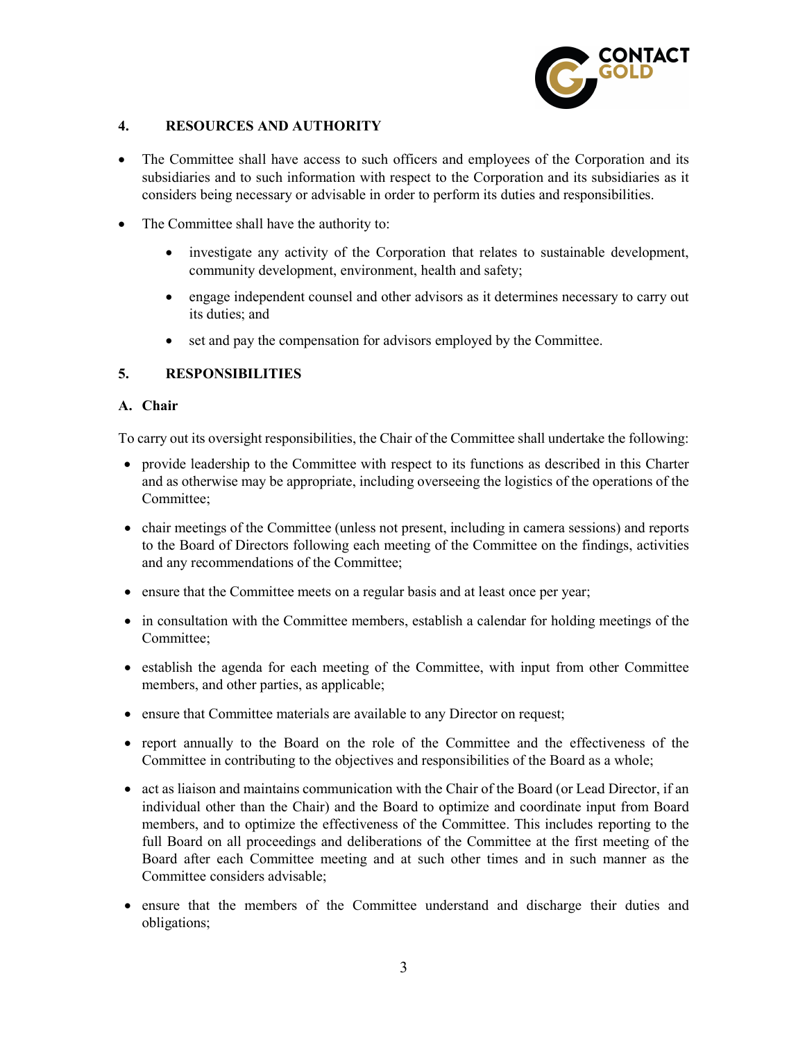## 4. RESOURCES AND AUTHORITY

- The Committee shall have access to such officers and employees of the Corporation and its subsidiaries and to such information with respect to the Corporation and its subsidiaries as it considers being necessary or advisable in order to perform its duties and responsibilities.
- The Committee shall have the authority to:
  - investigate any activity of the Corporation that relates to sustainable development, community development, environment, health and safety;
  - engage independent counsel and other advisors as it determines necessary to carry out its duties; and
  - set and pay the compensation for advisors employed by the Committee.

## 5. RESPONSIBILITIES

### A. Chair

To carry out its oversight responsibilities, the Chair of the Committee shall undertake the following:

- provide leadership to the Committee with respect to its functions as described in this Charter and as otherwise may be appropriate, including overseeing the logistics of the operations of the Committee;
- chair meetings of the Committee (unless not present, including in camera sessions) and reports to the Board of Directors following each meeting of the Committee on the findings, activities and any recommendations of the Committee;
- ensure that the Committee meets on a regular basis and at least once per year;
- in consultation with the Committee members, establish a calendar for holding meetings of the Committee;
- establish the agenda for each meeting of the Committee, with input from other Committee members, and other parties, as applicable;
- ensure that Committee materials are available to any Director on request;
- report annually to the Board on the role of the Committee and the effectiveness of the Committee in contributing to the objectives and responsibilities of the Board as a whole;
- act as liaison and maintains communication with the Chair of the Board (or Lead Director, if an individual other than the Chair) and the Board to optimize and coordinate input from Board members, and to optimize the effectiveness of the Committee. This includes reporting to the full Board on all proceedings and deliberations of the Committee at the first meeting of the Board after each Committee meeting and at such other times and in such manner as the Committee considers advisable;
- ensure that the members of the Committee understand and discharge their duties and obligations;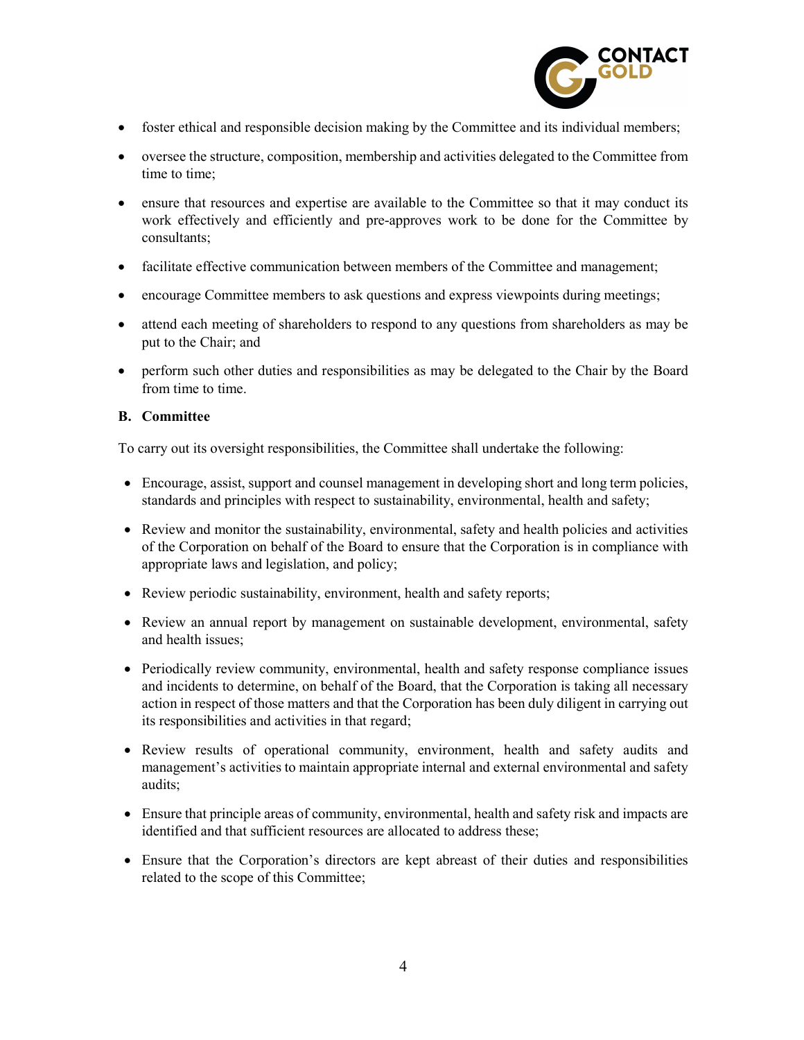- foster ethical and responsible decision making by the Committee and its individual members;
- oversee the structure, composition, membership and activities delegated to the Committee from time to time;
- ensure that resources and expertise are available to the Committee so that it may conduct its work effectively and efficiently and pre-approves work to be done for the Committee by consultants;
- facilitate effective communication between members of the Committee and management;
- encourage Committee members to ask questions and express viewpoints during meetings;
- attend each meeting of shareholders to respond to any questions from shareholders as may be put to the Chair; and
- perform such other duties and responsibilities as may be delegated to the Chair by the Board from time to time.

**B. Committee**

To carry out its oversight responsibilities, the Committee shall undertake the following:

- Encourage, assist, support and counsel management in developing short and long term policies, standards and principles with respect to sustainability, environmental, health and safety;
- Review and monitor the sustainability, environmental, safety and health policies and activities of the Corporation on behalf of the Board to ensure that the Corporation is in compliance with appropriate laws and legislation, and policy;
- Review periodic sustainability, environment, health and safety reports;
- Review an annual report by management on sustainable development, environmental, safety and health issues;
- Periodically review community, environmental, health and safety response compliance issues and incidents to determine, on behalf of the Board, that the Corporation is taking all necessary action in respect of those matters and that the Corporation has been duly diligent in carrying out its responsibilities and activities in that regard;
- Review results of operational community, environment, health and safety audits and management's activities to maintain appropriate internal and external environmental and safety audits;
- Ensure that principle areas of community, environmental, health and safety risk and impacts are identified and that sufficient resources are allocated to address these;
- Ensure that the Corporation's directors are kept abreast of their duties and responsibilities related to the scope of this Committee;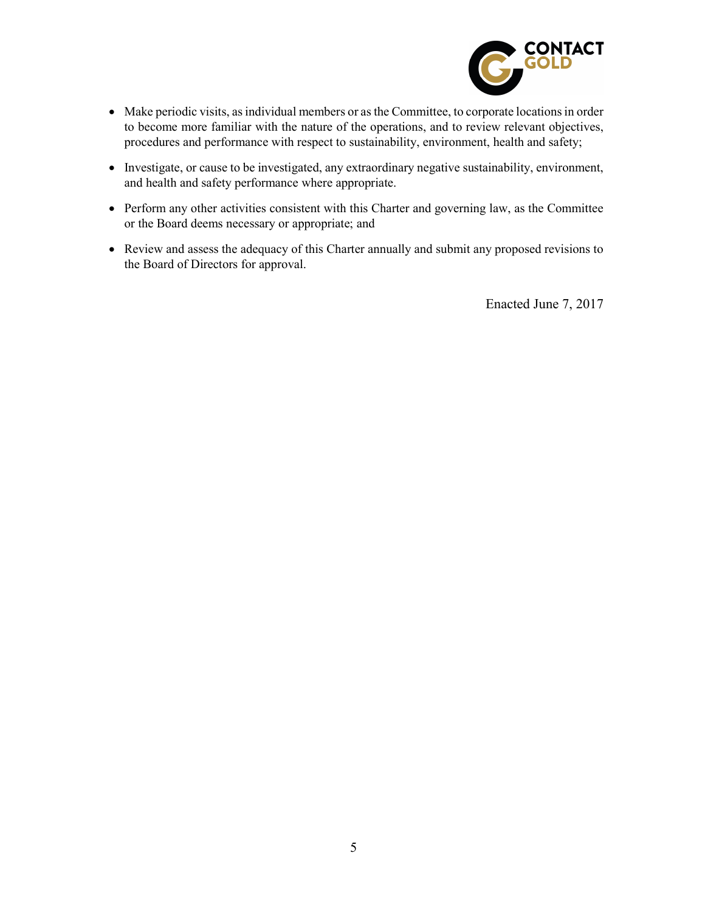- Make periodic visits, as individual members or as the Committee, to corporate locations in order to become more familiar with the nature of the operations, and to review relevant objectives, procedures and performance with respect to sustainability, environment, health and safety;
- Investigate, or cause to be investigated, any extraordinary negative sustainability, environment, and health and safety performance where appropriate.
- Perform any other activities consistent with this Charter and governing law, as the Committee or the Board deems necessary or appropriate; and
- Review and assess the adequacy of this Charter annually and submit any proposed revisions to the Board of Directors for approval.

Enacted June 7, 2017